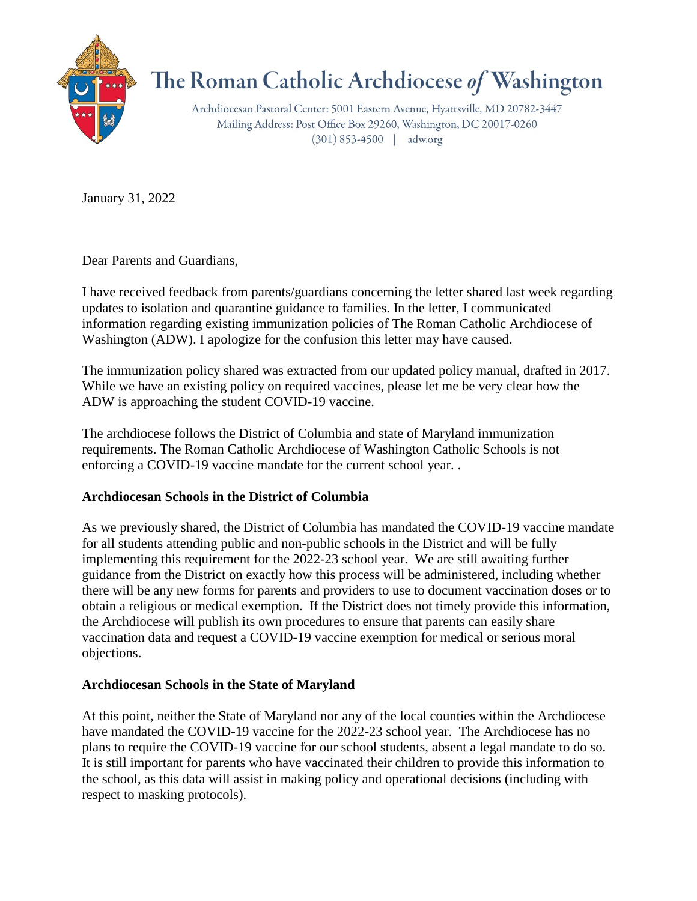# The Roman Catholic Archdiocese *of* Washington

Archdiocesan Pastoral Center: 5001 Eastern Avenue, Hyattsville, MD 20782-3447
Mailing Address: Post Office Box 29260, Washington, DC 20017-0260
(301) 853-4500 | adw.org

January 31, 2022

Dear Parents and Guardians,

I have received feedback from parents/guardians concerning the letter shared last week regarding updates to isolation and quarantine guidance to families. In the letter, I communicated information regarding existing immunization policies of The Roman Catholic Archdiocese of Washington (ADW). I apologize for the confusion this letter may have caused.

The immunization policy shared was extracted from our updated policy manual, drafted in 2017. While we have an existing policy on required vaccines, please let me be very clear how the ADW is approaching the student COVID-19 vaccine.

The archdiocese follows the District of Columbia and state of Maryland immunization requirements. The Roman Catholic Archdiocese of Washington Catholic Schools is not enforcing a COVID-19 vaccine mandate for the current school year. .

**Archdiocesan Schools in the District of Columbia**

As we previously shared, the District of Columbia has mandated the COVID-19 vaccine mandate for all students attending public and non-public schools in the District and will be fully implementing this requirement for the 2022-23 school year. We are still awaiting further guidance from the District on exactly how this process will be administered, including whether there will be any new forms for parents and providers to use to document vaccination doses or to obtain a religious or medical exemption. If the District does not timely provide this information, the Archdiocese will publish its own procedures to ensure that parents can easily share vaccination data and request a COVID-19 vaccine exemption for medical or serious moral objections.

**Archdiocesan Schools in the State of Maryland**

At this point, neither the State of Maryland nor any of the local counties within the Archdiocese have mandated the COVID-19 vaccine for the 2022-23 school year. The Archdiocese has no plans to require the COVID-19 vaccine for our school students, absent a legal mandate to do so. It is still important for parents who have vaccinated their children to provide this information to the school, as this data will assist in making policy and operational decisions (including with respect to masking protocols).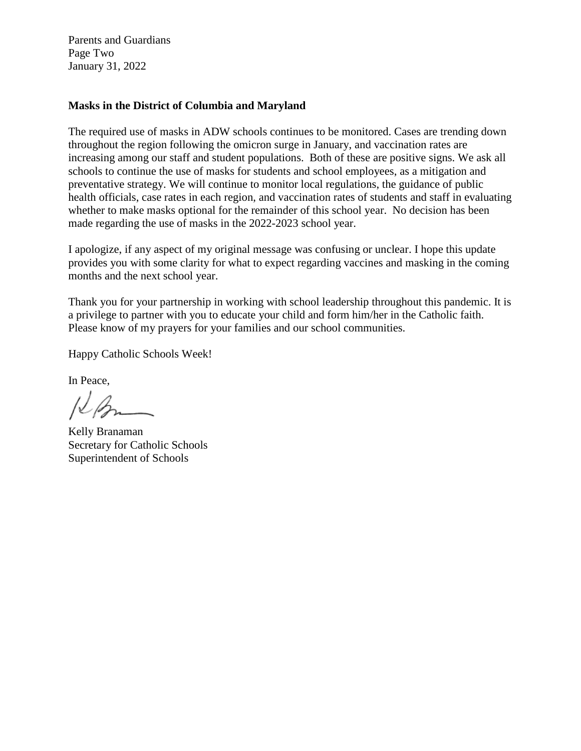## Masks in the District of Columbia and Maryland

The required use of masks in ADW schools continues to be monitored. Cases are trending down throughout the region following the omicron surge in January, and vaccination rates are increasing among our staff and student populations. Both of these are positive signs. We ask all schools to continue the use of masks for students and school employees, as a mitigation and preventative strategy. We will continue to monitor local regulations, the guidance of public health officials, case rates in each region, and vaccination rates of students and staff in evaluating whether to make masks optional for the remainder of this school year. No decision has been made regarding the use of masks in the 2022-2023 school year.

I apologize, if any aspect of my original message was confusing or unclear. I hope this update provides you with some clarity for what to expect regarding vaccines and masking in the coming months and the next school year.

Thank you for your partnership in working with school leadership throughout this pandemic. It is a privilege to partner with you to educate your child and form him/her in the Catholic faith. Please know of my prayers for your families and our school communities.

Happy Catholic Schools Week!

In Peace,

Kelly Branaman
Secretary for Catholic Schools
Superintendent of Schools